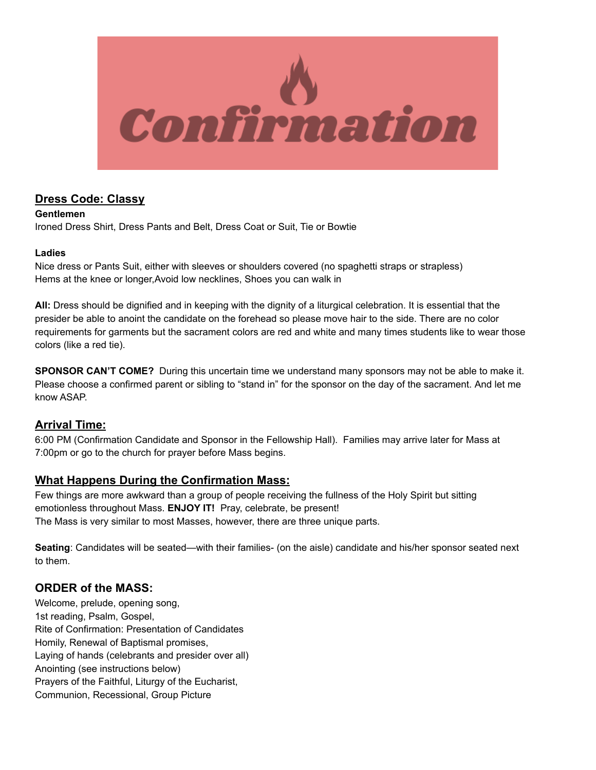# Confirmation

## Dress Code: Classy

**Gentlemen**
Ironed Dress Shirt, Dress Pants and Belt, Dress Coat or Suit, Tie or Bowtie

**Ladies**
Nice dress or Pants Suit, either with sleeves or shoulders covered (no spaghetti straps or strapless)
Hems at the knee or longer,Avoid low necklines, Shoes you can walk in

**All:** Dress should be dignified and in keeping with the dignity of a liturgical celebration. It is essential that the presider be able to anoint the candidate on the forehead so please move hair to the side. There are no color requirements for garments but the sacrament colors are red and white and many times students like to wear those colors (like a red tie).

**SPONSOR CAN'T COME?** During this uncertain time we understand many sponsors may not be able to make it. Please choose a confirmed parent or sibling to "stand in" for the sponsor on the day of the sacrament. And let me know ASAP.

## Arrival Time:

6:00 PM (Confirmation Candidate and Sponsor in the Fellowship Hall). Families may arrive later for Mass at 7:00pm or go to the church for prayer before Mass begins.

## What Happens During the Confirmation Mass:

Few things are more awkward than a group of people receiving the fullness of the Holy Spirit but sitting emotionless throughout Mass. **ENJOY IT!** Pray, celebrate, be present!
The Mass is very similar to most Masses, however, there are three unique parts.

**Seating**: Candidates will be seated—with their families- (on the aisle) candidate and his/her sponsor seated next to them.

## ORDER of the MASS:

Welcome, prelude, opening song,
1st reading, Psalm, Gospel,
Rite of Confirmation: Presentation of Candidates
Homily, Renewal of Baptismal promises,
Laying of hands (celebrants and presider over all)
Anointing (see instructions below)
Prayers of the Faithful, Liturgy of the Eucharist,
Communion, Recessional, Group Picture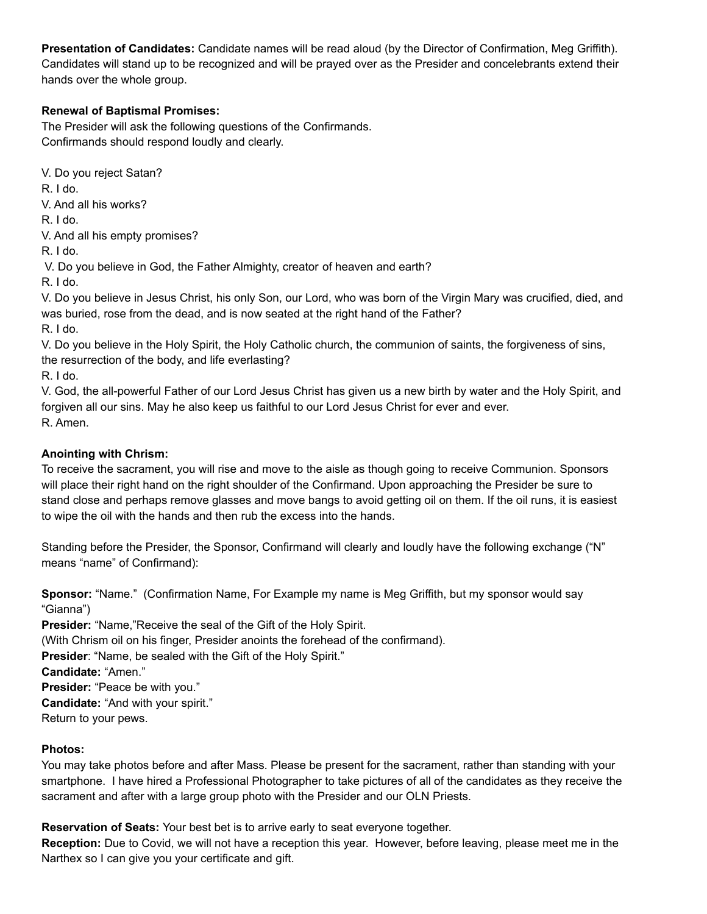**Presentation of Candidates:** Candidate names will be read aloud (by the Director of Confirmation, Meg Griffith). Candidates will stand up to be recognized and will be prayed over as the Presider and concelebrants extend their hands over the whole group.

**Renewal of Baptismal Promises:**
The Presider will ask the following questions of the Confirmands.
Confirmands should respond loudly and clearly.

V. Do you reject Satan?
R. I do.
V. And all his works?
R. I do.
V. And all his empty promises?
R. I do.
V. Do you believe in God, the Father Almighty, creator of heaven and earth?
R. I do.
V. Do you believe in Jesus Christ, his only Son, our Lord, who was born of the Virgin Mary was crucified, died, and was buried, rose from the dead, and is now seated at the right hand of the Father?
R. I do.
V. Do you believe in the Holy Spirit, the Holy Catholic church, the communion of saints, the forgiveness of sins, the resurrection of the body, and life everlasting?
R. I do.
V. God, the all-powerful Father of our Lord Jesus Christ has given us a new birth by water and the Holy Spirit, and forgiven all our sins. May he also keep us faithful to our Lord Jesus Christ for ever and ever.
R. Amen.

**Anointing with Chrism:**
To receive the sacrament, you will rise and move to the aisle as though going to receive Communion. Sponsors will place their right hand on the right shoulder of the Confirmand. Upon approaching the Presider be sure to stand close and perhaps remove glasses and move bangs to avoid getting oil on them. If the oil runs, it is easiest to wipe the oil with the hands and then rub the excess into the hands.

Standing before the Presider, the Sponsor, Confirmand will clearly and loudly have the following exchange ("N" means "name" of Confirmand):

**Sponsor:** "Name." (Confirmation Name, For Example my name is Meg Griffith, but my sponsor would say "Gianna")
**Presider:** "Name,"Receive the seal of the Gift of the Holy Spirit.
(With Chrism oil on his finger, Presider anoints the forehead of the confirmand).
**Presider**: "Name, be sealed with the Gift of the Holy Spirit."
**Candidate:** "Amen."
**Presider:** "Peace be with you."
**Candidate:** "And with your spirit."
Return to your pews.

**Photos:**
You may take photos before and after Mass. Please be present for the sacrament, rather than standing with your smartphone. I have hired a Professional Photographer to take pictures of all of the candidates as they receive the sacrament and after with a large group photo with the Presider and our OLN Priests.

**Reservation of Seats:** Your best bet is to arrive early to seat everyone together.
**Reception:** Due to Covid, we will not have a reception this year. However, before leaving, please meet me in the Narthex so I can give you your certificate and gift.